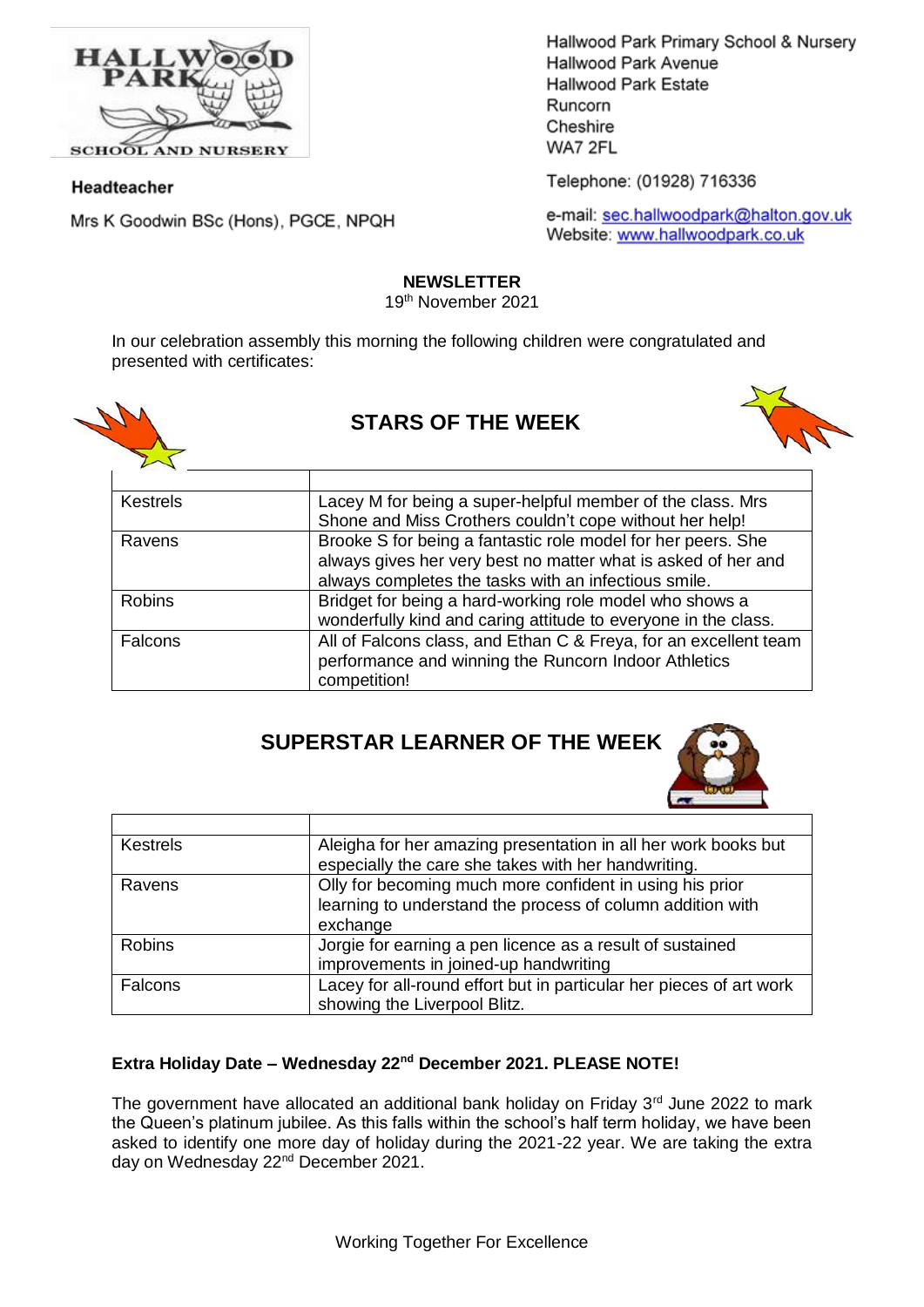Hallwood Park Primary School & Nursery
Hallwood Park Avenue
Hallwood Park Estate
Runcorn
Cheshire
WA7 2FL

Telephone: (01928) 716336

e-mail: sec.hallwoodpark@halton.gov.uk
Website: www.hallwoodpark.co.uk

**Headteacher**

Mrs K Goodwin BSc (Hons), PGCE, NPQH

# NEWSLETTER

19th November 2021

In our celebration assembly this morning the following children were congratulated and presented with certificates:

## STARS OF THE WEEK

| | |
|---|---|
| Kestrels | Lacey M for being a super-helpful member of the class. Mrs Shone and Miss Crothers couldn't cope without her help! |
| Ravens | Brooke S for being a fantastic role model for her peers. She always gives her very best no matter what is asked of her and always completes the tasks with an infectious smile. |
| Robins | Bridget for being a hard-working role model who shows a wonderfully kind and caring attitude to everyone in the class. |
| Falcons | All of Falcons class, and Ethan C & Freya, for an excellent team performance and winning the Runcorn Indoor Athletics competition! |

## SUPERSTAR LEARNER OF THE WEEK

| | |
|---|---|
| Kestrels | Aleigha for her amazing presentation in all her work books but especially the care she takes with her handwriting. |
| Ravens | Olly for becoming much more confident in using his prior learning to understand the process of column addition with exchange |
| Robins | Jorgie for earning a pen licence as a result of sustained improvements in joined-up handwriting |
| Falcons | Lacey for all-round effort but in particular her pieces of art work showing the Liverpool Blitz. |

### Extra Holiday Date – Wednesday 22nd December 2021. PLEASE NOTE!

The government have allocated an additional bank holiday on Friday 3rd June 2022 to mark the Queen's platinum jubilee. As this falls within the school's half term holiday, we have been asked to identify one more day of holiday during the 2021-22 year. We are taking the extra day on Wednesday 22nd December 2021.

Working Together For Excellence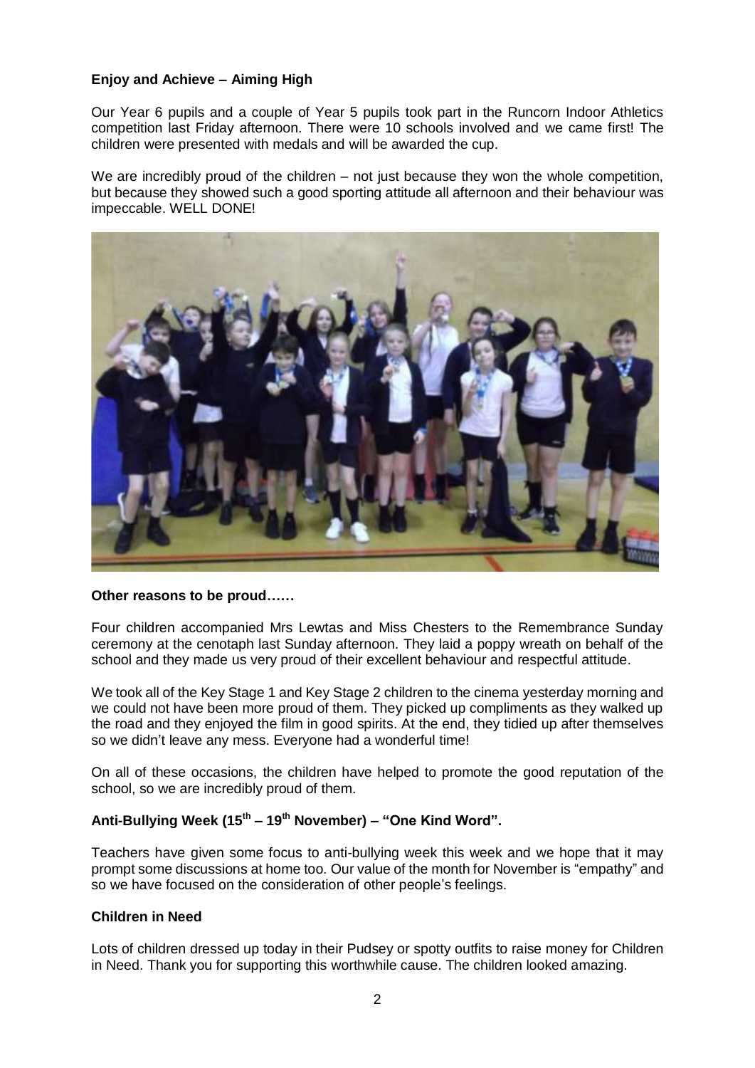**Enjoy and Achieve – Aiming High**

Our Year 6 pupils and a couple of Year 5 pupils took part in the Runcorn Indoor Athletics competition last Friday afternoon. There were 10 schools involved and we came first! The children were presented with medals and will be awarded the cup.

We are incredibly proud of the children – not just because they won the whole competition, but because they showed such a good sporting attitude all afternoon and their behaviour was impeccable. WELL DONE!

**Other reasons to be proud……**

Four children accompanied Mrs Lewtas and Miss Chesters to the Remembrance Sunday ceremony at the cenotaph last Sunday afternoon. They laid a poppy wreath on behalf of the school and they made us very proud of their excellent behaviour and respectful attitude.

We took all of the Key Stage 1 and Key Stage 2 children to the cinema yesterday morning and we could not have been more proud of them. They picked up compliments as they walked up the road and they enjoyed the film in good spirits. At the end, they tidied up after themselves so we didn't leave any mess. Everyone had a wonderful time!

On all of these occasions, the children have helped to promote the good reputation of the school, so we are incredibly proud of them.

**Anti-Bullying Week (15th – 19th November) – "One Kind Word".**

Teachers have given some focus to anti-bullying week this week and we hope that it may prompt some discussions at home too. Our value of the month for November is "empathy" and so we have focused on the consideration of other people's feelings.

**Children in Need**

Lots of children dressed up today in their Pudsey or spotty outfits to raise money for Children in Need. Thank you for supporting this worthwhile cause. The children looked amazing.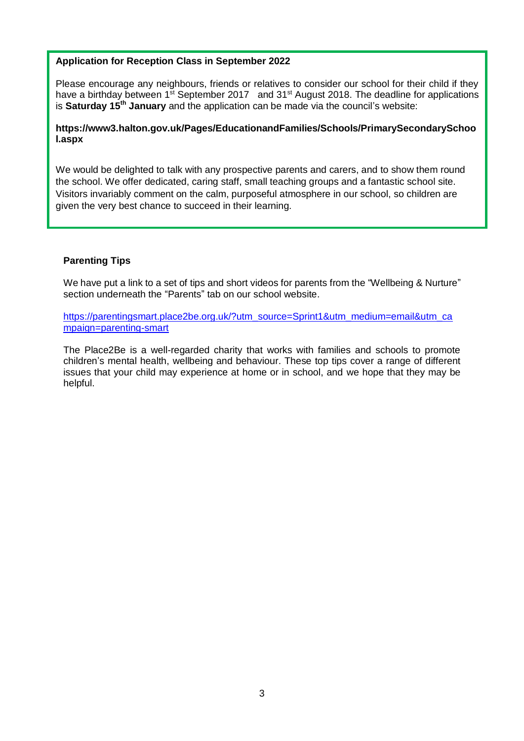**Application for Reception Class in September 2022**

Please encourage any neighbours, friends or relatives to consider our school for their child if they have a birthday between 1st September 2017 and 31st August 2018. The deadline for applications is **Saturday 15th January** and the application can be made via the council's website:

**https://www3.halton.gov.uk/Pages/EducationandFamilies/Schools/PrimarySecondarySchool.aspx**

We would be delighted to talk with any prospective parents and carers, and to show them round the school. We offer dedicated, caring staff, small teaching groups and a fantastic school site. Visitors invariably comment on the calm, purposeful atmosphere in our school, so children are given the very best chance to succeed in their learning.

**Parenting Tips**

We have put a link to a set of tips and short videos for parents from the "Wellbeing & Nurture" section underneath the "Parents" tab on our school website.

https://parentingsmart.place2be.org.uk/?utm_source=Sprint1&utm_medium=email&utm_campaign=parenting-smart

The Place2Be is a well-regarded charity that works with families and schools to promote children's mental health, wellbeing and behaviour. These top tips cover a range of different issues that your child may experience at home or in school, and we hope that they may be helpful.